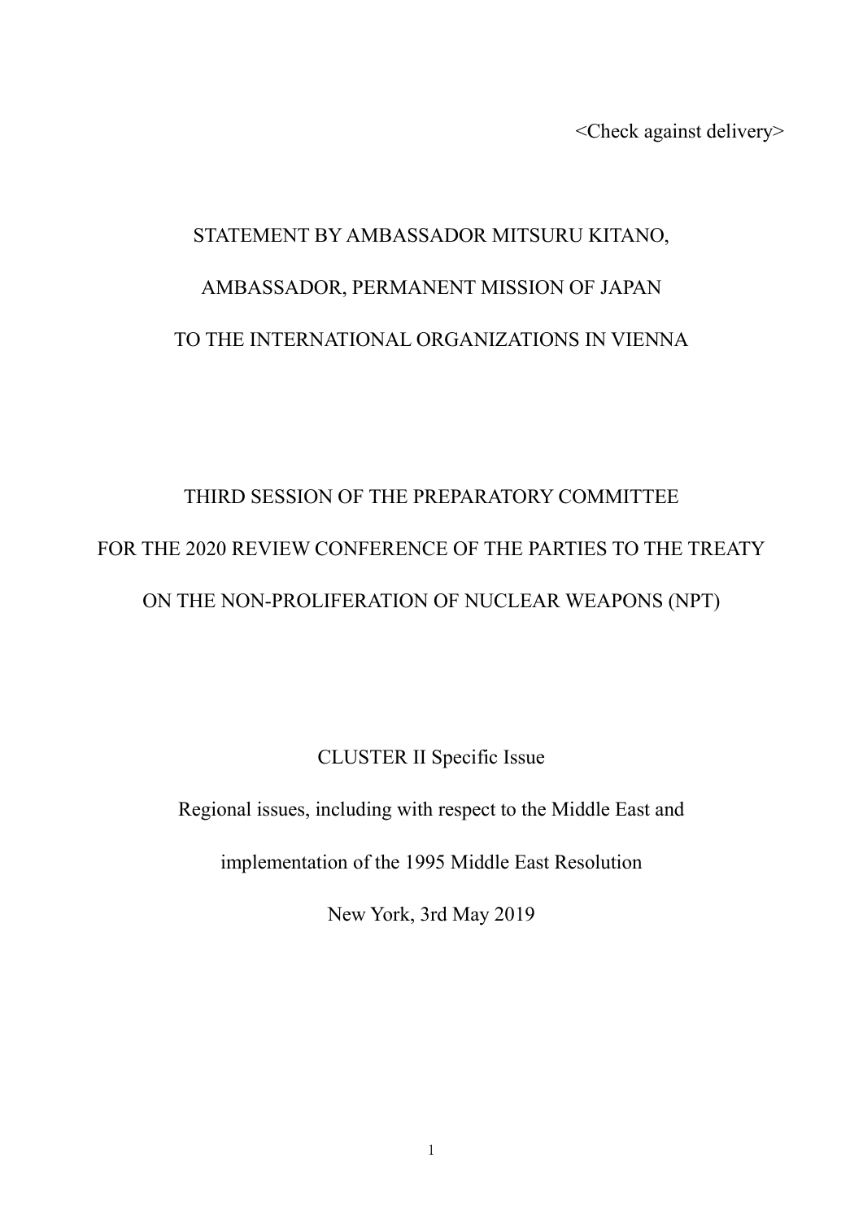<Check against delivery>

STATEMENT BY AMBASSADOR MITSURU KITANO,

AMBASSADOR, PERMANENT MISSION OF JAPAN

TO THE INTERNATIONAL ORGANIZATIONS IN VIENNA

THIRD SESSION OF THE PREPARATORY COMMITTEE

FOR THE 2020 REVIEW CONFERENCE OF THE PARTIES TO THE TREATY

ON THE NON-PROLIFERATION OF NUCLEAR WEAPONS (NPT)

CLUSTER II Specific Issue

Regional issues, including with respect to the Middle East and

implementation of the 1995 Middle East Resolution

New York, 3rd May 2019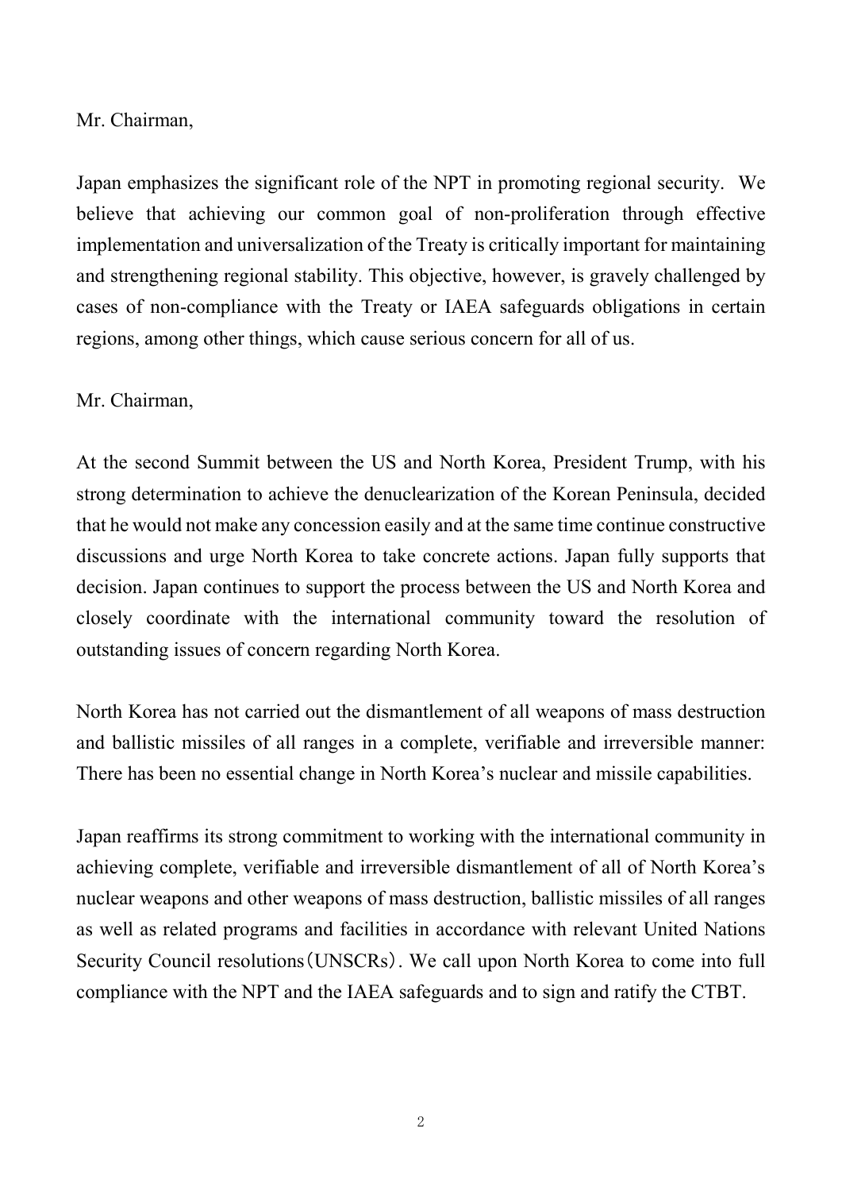Mr. Chairman,

Japan emphasizes the significant role of the NPT in promoting regional security. We believe that achieving our common goal of non-proliferation through effective implementation and universalization of the Treaty is critically important for maintaining and strengthening regional stability. This objective, however, is gravely challenged by cases of non-compliance with the Treaty or IAEA safeguards obligations in certain regions, among other things, which cause serious concern for all of us.

Mr. Chairman,

At the second Summit between the US and North Korea, President Trump, with his strong determination to achieve the denuclearization of the Korean Peninsula, decided that he would not make any concession easily and at the same time continue constructive discussions and urge North Korea to take concrete actions. Japan fully supports that decision. Japan continues to support the process between the US and North Korea and closely coordinate with the international community toward the resolution of outstanding issues of concern regarding North Korea.

North Korea has not carried out the dismantlement of all weapons of mass destruction and ballistic missiles of all ranges in a complete, verifiable and irreversible manner: There has been no essential change in North Korea's nuclear and missile capabilities.

Japan reaffirms its strong commitment to working with the international community in achieving complete, verifiable and irreversible dismantlement of all of North Korea's nuclear weapons and other weapons of mass destruction, ballistic missiles of all ranges as well as related programs and facilities in accordance with relevant United Nations Security Council resolutions（UNSCRs）. We call upon North Korea to come into full compliance with the NPT and the IAEA safeguards and to sign and ratify the CTBT.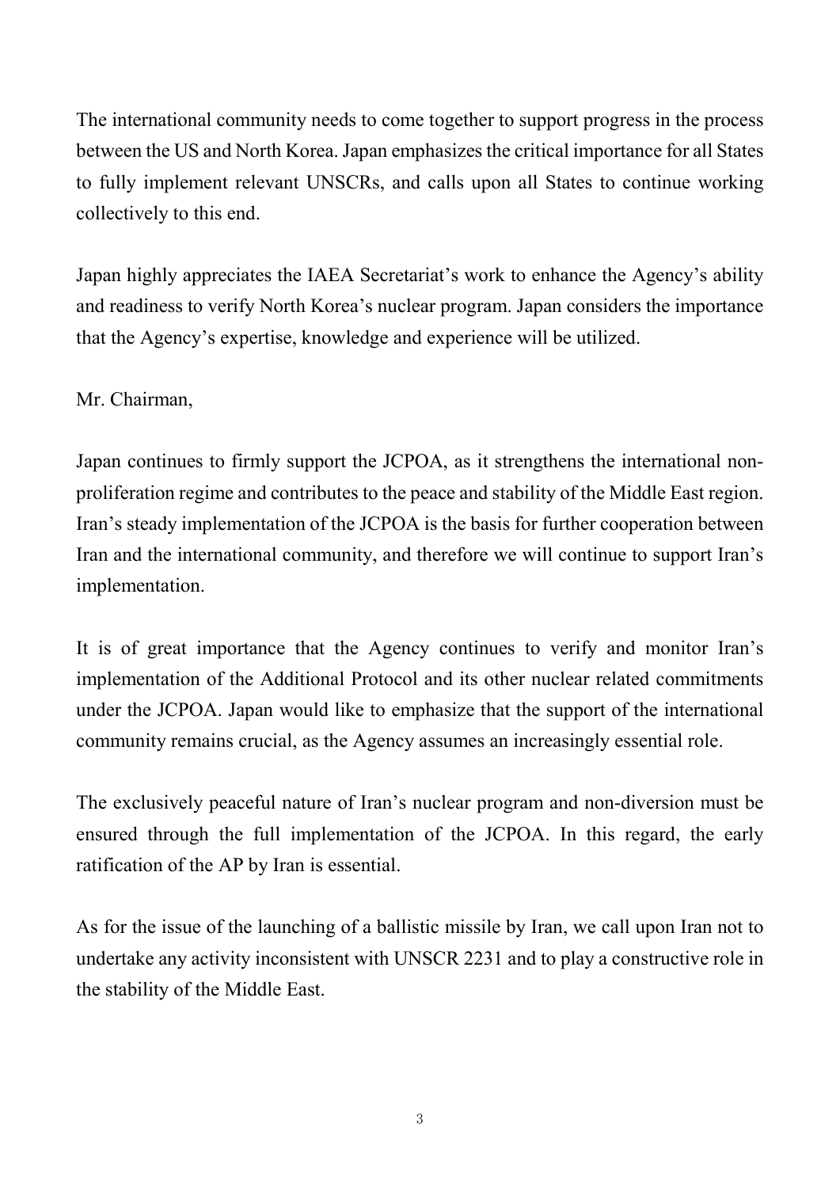The international community needs to come together to support progress in the process between the US and North Korea. Japan emphasizes the critical importance for all States to fully implement relevant UNSCRs, and calls upon all States to continue working collectively to this end.

Japan highly appreciates the IAEA Secretariat's work to enhance the Agency's ability and readiness to verify North Korea's nuclear program. Japan considers the importance that the Agency's expertise, knowledge and experience will be utilized.

Mr. Chairman,

Japan continues to firmly support the JCPOA, as it strengthens the international non-proliferation regime and contributes to the peace and stability of the Middle East region. Iran's steady implementation of the JCPOA is the basis for further cooperation between Iran and the international community, and therefore we will continue to support Iran's implementation.

It is of great importance that the Agency continues to verify and monitor Iran's implementation of the Additional Protocol and its other nuclear related commitments under the JCPOA. Japan would like to emphasize that the support of the international community remains crucial, as the Agency assumes an increasingly essential role.

The exclusively peaceful nature of Iran's nuclear program and non-diversion must be ensured through the full implementation of the JCPOA. In this regard, the early ratification of the AP by Iran is essential.

As for the issue of the launching of a ballistic missile by Iran, we call upon Iran not to undertake any activity inconsistent with UNSCR 2231 and to play a constructive role in the stability of the Middle East.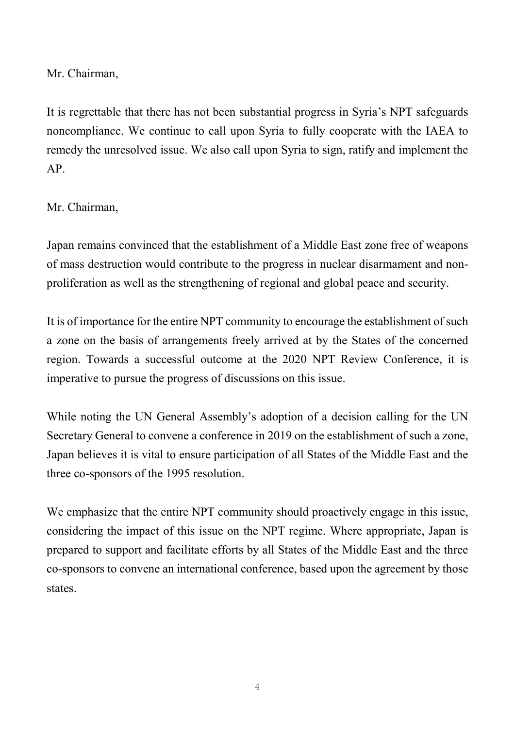Mr. Chairman,

It is regrettable that there has not been substantial progress in Syria's NPT safeguards noncompliance. We continue to call upon Syria to fully cooperate with the IAEA to remedy the unresolved issue. We also call upon Syria to sign, ratify and implement the AP.

Mr. Chairman,

Japan remains convinced that the establishment of a Middle East zone free of weapons of mass destruction would contribute to the progress in nuclear disarmament and non-proliferation as well as the strengthening of regional and global peace and security.

It is of importance for the entire NPT community to encourage the establishment of such a zone on the basis of arrangements freely arrived at by the States of the concerned region. Towards a successful outcome at the 2020 NPT Review Conference, it is imperative to pursue the progress of discussions on this issue.

While noting the UN General Assembly's adoption of a decision calling for the UN Secretary General to convene a conference in 2019 on the establishment of such a zone, Japan believes it is vital to ensure participation of all States of the Middle East and the three co-sponsors of the 1995 resolution.

We emphasize that the entire NPT community should proactively engage in this issue, considering the impact of this issue on the NPT regime. Where appropriate, Japan is prepared to support and facilitate efforts by all States of the Middle East and the three co-sponsors to convene an international conference, based upon the agreement by those states.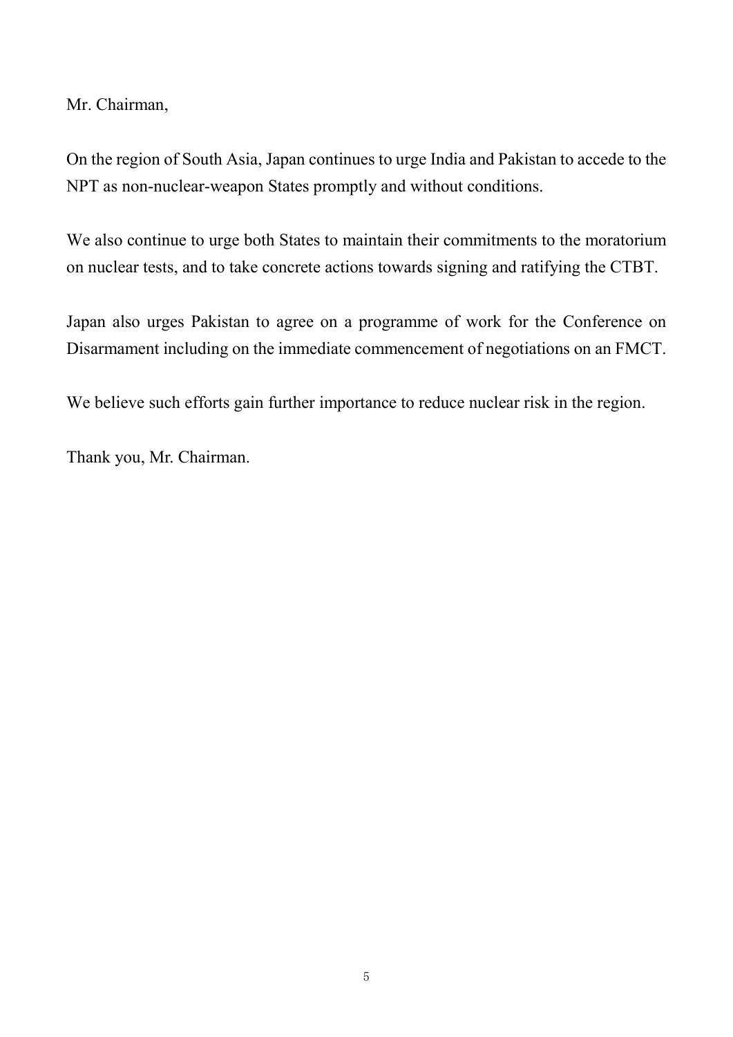Mr. Chairman,

On the region of South Asia, Japan continues to urge India and Pakistan to accede to the NPT as non-nuclear-weapon States promptly and without conditions.

We also continue to urge both States to maintain their commitments to the moratorium on nuclear tests, and to take concrete actions towards signing and ratifying the CTBT.

Japan also urges Pakistan to agree on a programme of work for the Conference on Disarmament including on the immediate commencement of negotiations on an FMCT.

We believe such efforts gain further importance to reduce nuclear risk in the region.

Thank you, Mr. Chairman.